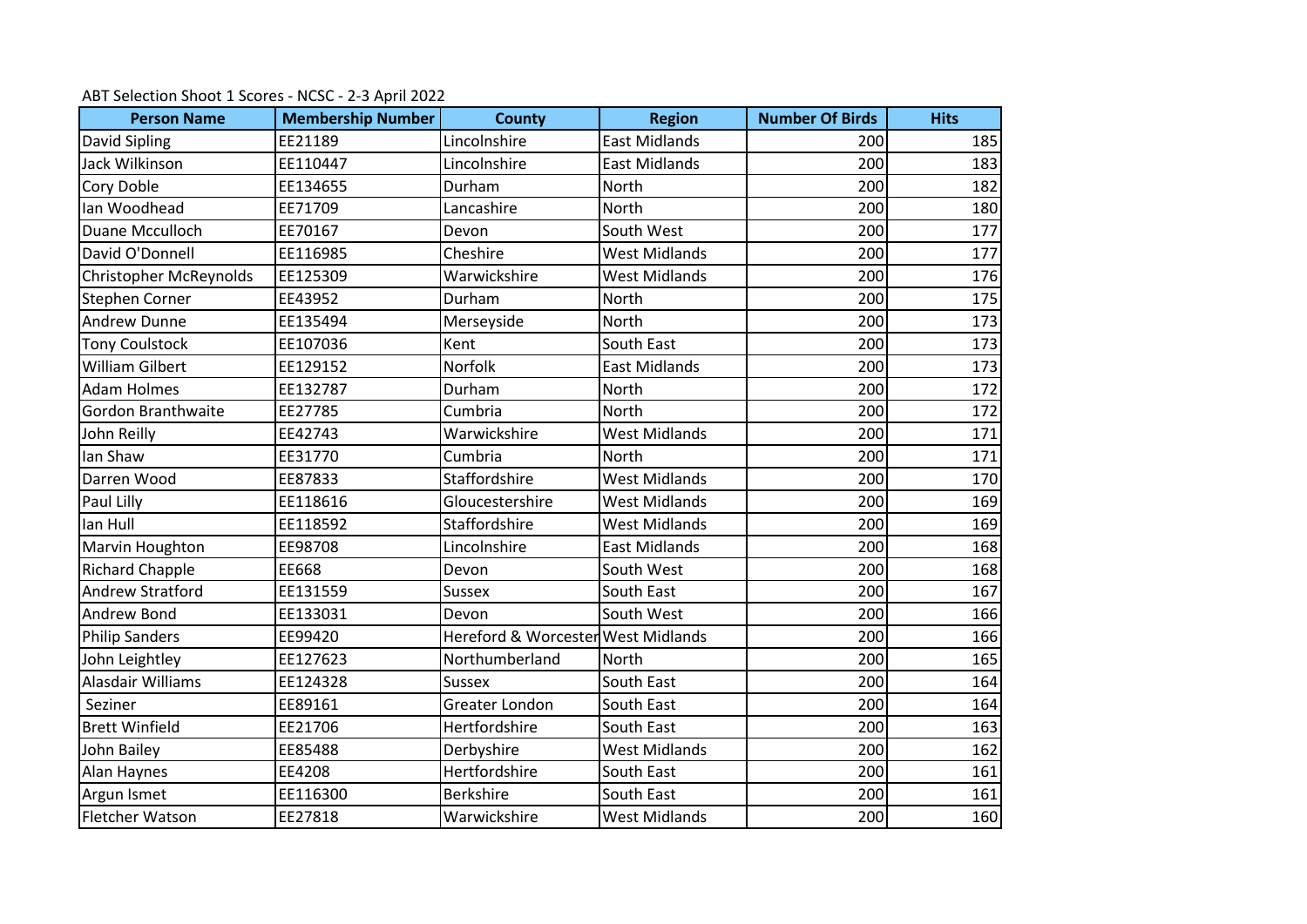ABT Selection Shoot 1 Scores - NCSC - 2-3 April 2022

| Person Name | Membership Number | County | Region | Number Of Birds | Hits |
|---|---|---|---|---|---|
| David Sipling | EE21189 | Lincolnshire | East Midlands | 200 | 185 |
| Jack Wilkinson | EE110447 | Lincolnshire | East Midlands | 200 | 183 |
| Cory Doble | EE134655 | Durham | North | 200 | 182 |
| Ian Woodhead | EE71709 | Lancashire | North | 200 | 180 |
| Duane Mcculloch | EE70167 | Devon | South West | 200 | 177 |
| David O'Donnell | EE116985 | Cheshire | West Midlands | 200 | 177 |
| Christopher McReynolds | EE125309 | Warwickshire | West Midlands | 200 | 176 |
| Stephen Corner | EE43952 | Durham | North | 200 | 175 |
| Andrew Dunne | EE135494 | Merseyside | North | 200 | 173 |
| Tony Coulstock | EE107036 | Kent | South East | 200 | 173 |
| William Gilbert | EE129152 | Norfolk | East Midlands | 200 | 173 |
| Adam Holmes | EE132787 | Durham | North | 200 | 172 |
| Gordon Branthwaite | EE27785 | Cumbria | North | 200 | 172 |
| John Reilly | EE42743 | Warwickshire | West Midlands | 200 | 171 |
| Ian Shaw | EE31770 | Cumbria | North | 200 | 171 |
| Darren Wood | EE87833 | Staffordshire | West Midlands | 200 | 170 |
| Paul Lilly | EE118616 | Gloucestershire | West Midlands | 200 | 169 |
| Ian Hull | EE118592 | Staffordshire | West Midlands | 200 | 169 |
| Marvin Houghton | EE98708 | Lincolnshire | East Midlands | 200 | 168 |
| Richard Chapple | EE668 | Devon | South West | 200 | 168 |
| Andrew Stratford | EE131559 | Sussex | South East | 200 | 167 |
| Andrew Bond | EE133031 | Devon | South West | 200 | 166 |
| Philip Sanders | EE99420 | Hereford & Worcester | West Midlands | 200 | 166 |
| John Leightley | EE127623 | Northumberland | North | 200 | 165 |
| Alasdair Williams | EE124328 | Sussex | South East | 200 | 164 |
| Seziner | EE89161 | Greater London | South East | 200 | 164 |
| Brett Winfield | EE21706 | Hertfordshire | South East | 200 | 163 |
| John Bailey | EE85488 | Derbyshire | West Midlands | 200 | 162 |
| Alan Haynes | EE4208 | Hertfordshire | South East | 200 | 161 |
| Argun Ismet | EE116300 | Berkshire | South East | 200 | 161 |
| Fletcher Watson | EE27818 | Warwickshire | West Midlands | 200 | 160 |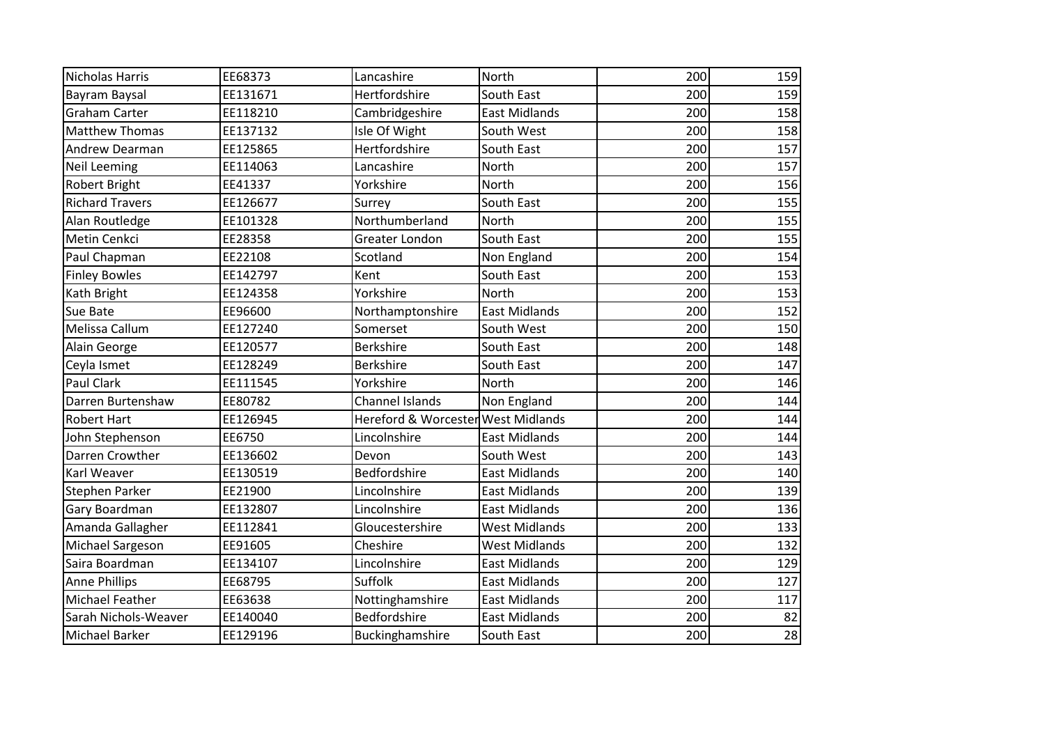| | | | | | |
|---|---|---|---|---|---|
| Nicholas Harris | EE68373 | Lancashire | North | 200 | 159 |
| Bayram Baysal | EE131671 | Hertfordshire | South East | 200 | 159 |
| Graham Carter | EE118210 | Cambridgeshire | East Midlands | 200 | 158 |
| Matthew Thomas | EE137132 | Isle Of Wight | South West | 200 | 158 |
| Andrew Dearman | EE125865 | Hertfordshire | South East | 200 | 157 |
| Neil Leeming | EE114063 | Lancashire | North | 200 | 157 |
| Robert Bright | EE41337 | Yorkshire | North | 200 | 156 |
| Richard Travers | EE126677 | Surrey | South East | 200 | 155 |
| Alan Routledge | EE101328 | Northumberland | North | 200 | 155 |
| Metin Cenkci | EE28358 | Greater London | South East | 200 | 155 |
| Paul Chapman | EE22108 | Scotland | Non England | 200 | 154 |
| Finley Bowles | EE142797 | Kent | South East | 200 | 153 |
| Kath Bright | EE124358 | Yorkshire | North | 200 | 153 |
| Sue Bate | EE96600 | Northamptonshire | East Midlands | 200 | 152 |
| Melissa Callum | EE127240 | Somerset | South West | 200 | 150 |
| Alain George | EE120577 | Berkshire | South East | 200 | 148 |
| Ceyla Ismet | EE128249 | Berkshire | South East | 200 | 147 |
| Paul Clark | EE111545 | Yorkshire | North | 200 | 146 |
| Darren Burtenshaw | EE80782 | Channel Islands | Non England | 200 | 144 |
| Robert Hart | EE126945 | Hereford & Worcester | West Midlands | 200 | 144 |
| John Stephenson | EE6750 | Lincolnshire | East Midlands | 200 | 144 |
| Darren Crowther | EE136602 | Devon | South West | 200 | 143 |
| Karl Weaver | EE130519 | Bedfordshire | East Midlands | 200 | 140 |
| Stephen Parker | EE21900 | Lincolnshire | East Midlands | 200 | 139 |
| Gary Boardman | EE132807 | Lincolnshire | East Midlands | 200 | 136 |
| Amanda Gallagher | EE112841 | Gloucestershire | West Midlands | 200 | 133 |
| Michael Sargeson | EE91605 | Cheshire | West Midlands | 200 | 132 |
| Saira Boardman | EE134107 | Lincolnshire | East Midlands | 200 | 129 |
| Anne Phillips | EE68795 | Suffolk | East Midlands | 200 | 127 |
| Michael Feather | EE63638 | Nottinghamshire | East Midlands | 200 | 117 |
| Sarah Nichols-Weaver | EE140040 | Bedfordshire | East Midlands | 200 | 82 |
| Michael Barker | EE129196 | Buckinghamshire | South East | 200 | 28 |